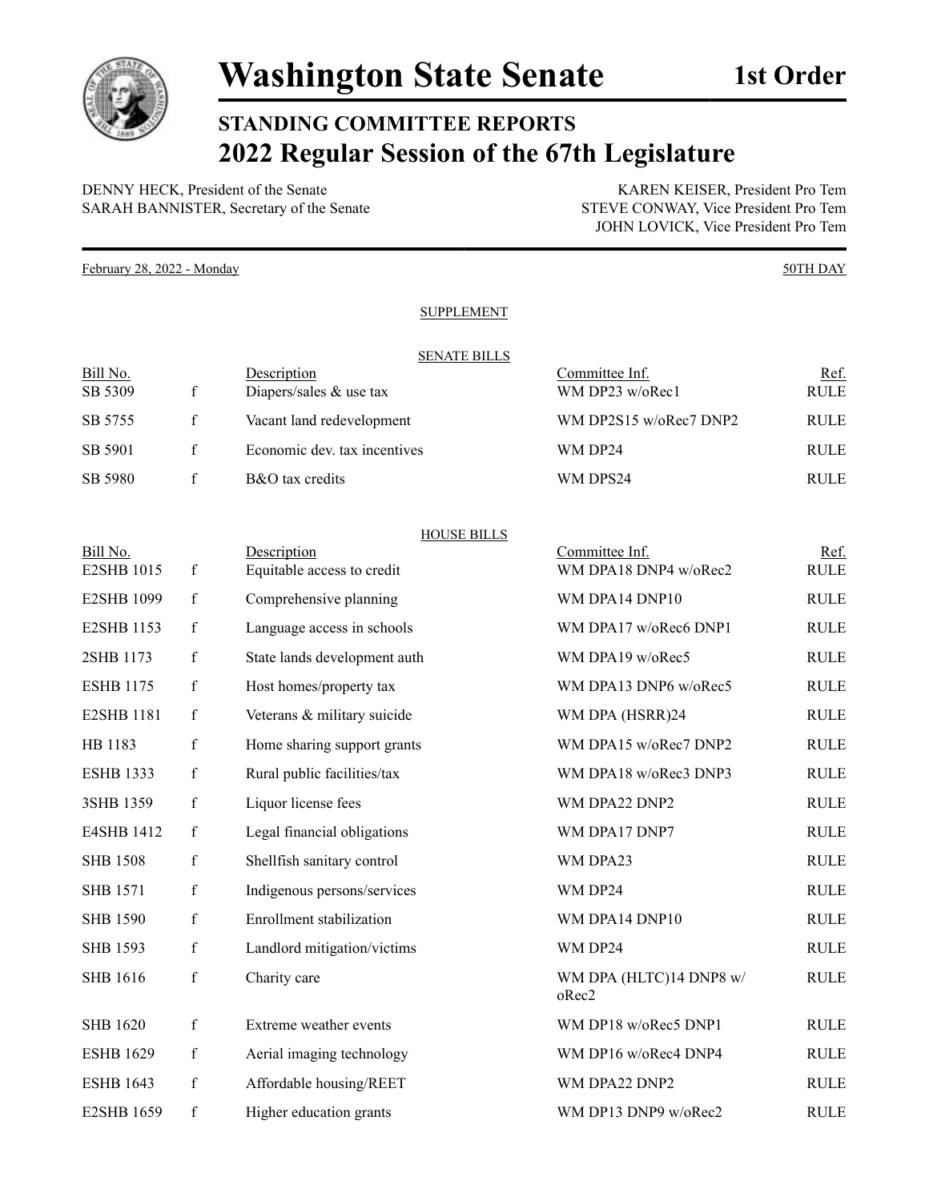# Washington State Senate

**1st Order**

## STANDING COMMITTEE REPORTS

## 2022 Regular Session of the 67th Legislature

DENNY HECK, President of the Senate
SARAH BANNISTER, Secretary of the Senate

KAREN KEISER, President Pro Tem
STEVE CONWAY, Vice President Pro Tem
JOHN LOVICK, Vice President Pro Tem

February 28, 2022 - Monday — 50TH DAY

SUPPLEMENT

SENATE BILLS

| Bill No. | | Description | Committee Inf. | Ref. |
|---|---|---|---|---|
| SB 5309 | f | Diapers/sales & use tax | WM DP23 w/oRec1 | RULE |
| SB 5755 | f | Vacant land redevelopment | WM DP2S15 w/oRec7 DNP2 | RULE |
| SB 5901 | f | Economic dev. tax incentives | WM DP24 | RULE |
| SB 5980 | f | B&O tax credits | WM DPS24 | RULE |

HOUSE BILLS

| Bill No. | | Description | Committee Inf. | Ref. |
|---|---|---|---|---|
| E2SHB 1015 | f | Equitable access to credit | WM DPA18 DNP4 w/oRec2 | RULE |
| E2SHB 1099 | f | Comprehensive planning | WM DPA14 DNP10 | RULE |
| E2SHB 1153 | f | Language access in schools | WM DPA17 w/oRec6 DNP1 | RULE |
| 2SHB 1173 | f | State lands development auth | WM DPA19 w/oRec5 | RULE |
| ESHB 1175 | f | Host homes/property tax | WM DPA13 DNP6 w/oRec5 | RULE |
| E2SHB 1181 | f | Veterans & military suicide | WM DPA (HSRR)24 | RULE |
| HB 1183 | f | Home sharing support grants | WM DPA15 w/oRec7 DNP2 | RULE |
| ESHB 1333 | f | Rural public facilities/tax | WM DPA18 w/oRec3 DNP3 | RULE |
| 3SHB 1359 | f | Liquor license fees | WM DPA22 DNP2 | RULE |
| E4SHB 1412 | f | Legal financial obligations | WM DPA17 DNP7 | RULE |
| SHB 1508 | f | Shellfish sanitary control | WM DPA23 | RULE |
| SHB 1571 | f | Indigenous persons/services | WM DP24 | RULE |
| SHB 1590 | f | Enrollment stabilization | WM DPA14 DNP10 | RULE |
| SHB 1593 | f | Landlord mitigation/victims | WM DP24 | RULE |
| SHB 1616 | f | Charity care | WM DPA (HLTC)14 DNP8 w/oRec2 | RULE |
| SHB 1620 | f | Extreme weather events | WM DP18 w/oRec5 DNP1 | RULE |
| ESHB 1629 | f | Aerial imaging technology | WM DP16 w/oRec4 DNP4 | RULE |
| ESHB 1643 | f | Affordable housing/REET | WM DPA22 DNP2 | RULE |
| E2SHB 1659 | f | Higher education grants | WM DP13 DNP9 w/oRec2 | RULE |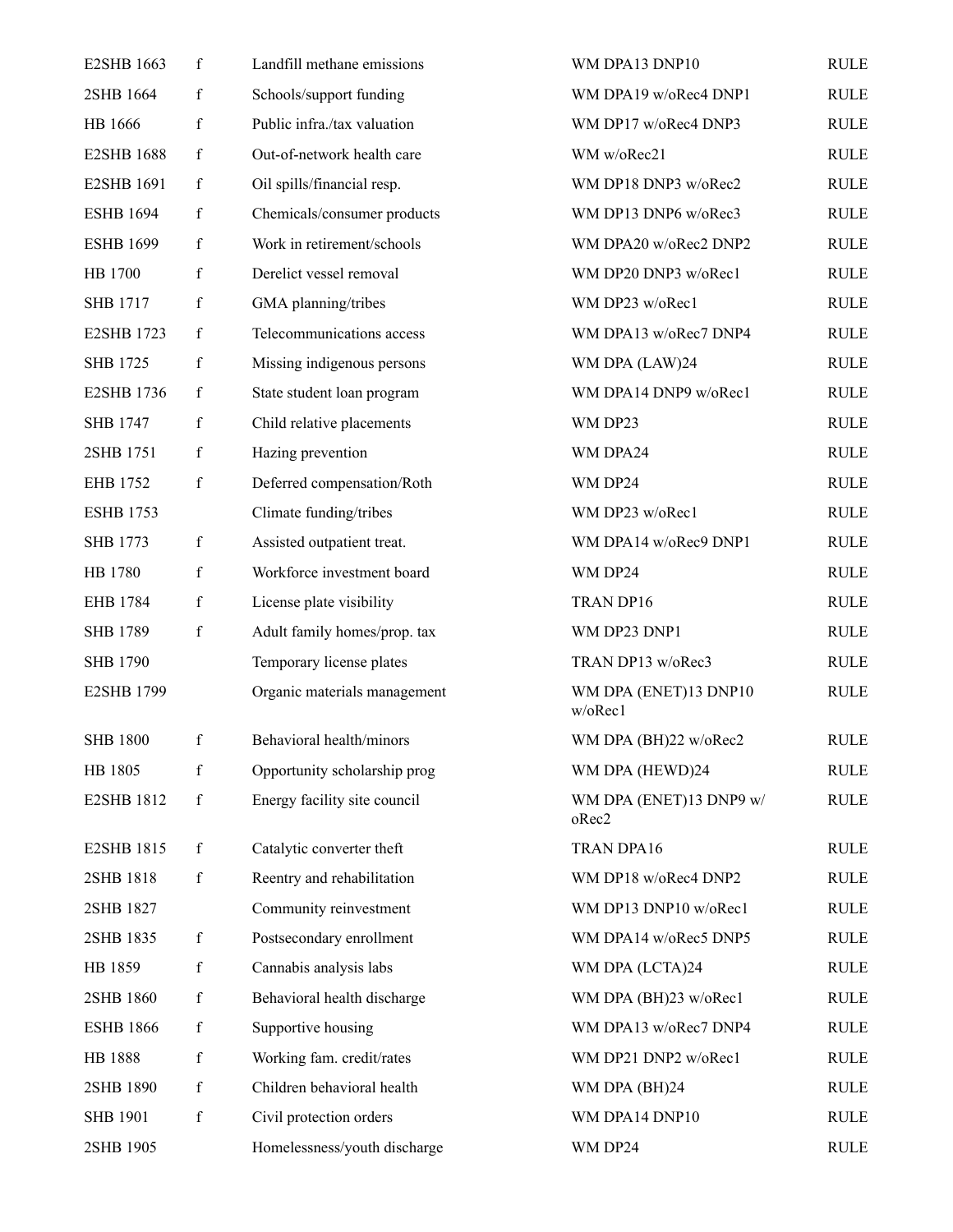| | | | | |
|---|---|---|---|---|
| E2SHB 1663 | f | Landfill methane emissions | WM DPA13 DNP10 | RULE |
| 2SHB 1664 | f | Schools/support funding | WM DPA19 w/oRec4 DNP1 | RULE |
| HB 1666 | f | Public infra./tax valuation | WM DP17 w/oRec4 DNP3 | RULE |
| E2SHB 1688 | f | Out-of-network health care | WM w/oRec21 | RULE |
| E2SHB 1691 | f | Oil spills/financial resp. | WM DP18 DNP3 w/oRec2 | RULE |
| ESHB 1694 | f | Chemicals/consumer products | WM DP13 DNP6 w/oRec3 | RULE |
| ESHB 1699 | f | Work in retirement/schools | WM DPA20 w/oRec2 DNP2 | RULE |
| HB 1700 | f | Derelict vessel removal | WM DP20 DNP3 w/oRec1 | RULE |
| SHB 1717 | f | GMA planning/tribes | WM DP23 w/oRec1 | RULE |
| E2SHB 1723 | f | Telecommunications access | WM DPA13 w/oRec7 DNP4 | RULE |
| SHB 1725 | f | Missing indigenous persons | WM DPA (LAW)24 | RULE |
| E2SHB 1736 | f | State student loan program | WM DPA14 DNP9 w/oRec1 | RULE |
| SHB 1747 | f | Child relative placements | WM DP23 | RULE |
| 2SHB 1751 | f | Hazing prevention | WM DPA24 | RULE |
| EHB 1752 | f | Deferred compensation/Roth | WM DP24 | RULE |
| ESHB 1753 | | Climate funding/tribes | WM DP23 w/oRec1 | RULE |
| SHB 1773 | f | Assisted outpatient treat. | WM DPA14 w/oRec9 DNP1 | RULE |
| HB 1780 | f | Workforce investment board | WM DP24 | RULE |
| EHB 1784 | f | License plate visibility | TRAN DP16 | RULE |
| SHB 1789 | f | Adult family homes/prop. tax | WM DP23 DNP1 | RULE |
| SHB 1790 | | Temporary license plates | TRAN DP13 w/oRec3 | RULE |
| E2SHB 1799 | | Organic materials management | WM DPA (ENET)13 DNP10 w/oRec1 | RULE |
| SHB 1800 | f | Behavioral health/minors | WM DPA (BH)22 w/oRec2 | RULE |
| HB 1805 | f | Opportunity scholarship prog | WM DPA (HEWD)24 | RULE |
| E2SHB 1812 | f | Energy facility site council | WM DPA (ENET)13 DNP9 w/oRec2 | RULE |
| E2SHB 1815 | f | Catalytic converter theft | TRAN DPA16 | RULE |
| 2SHB 1818 | f | Reentry and rehabilitation | WM DP18 w/oRec4 DNP2 | RULE |
| 2SHB 1827 | | Community reinvestment | WM DP13 DNP10 w/oRec1 | RULE |
| 2SHB 1835 | f | Postsecondary enrollment | WM DPA14 w/oRec5 DNP5 | RULE |
| HB 1859 | f | Cannabis analysis labs | WM DPA (LCTA)24 | RULE |
| 2SHB 1860 | f | Behavioral health discharge | WM DPA (BH)23 w/oRec1 | RULE |
| ESHB 1866 | f | Supportive housing | WM DPA13 w/oRec7 DNP4 | RULE |
| HB 1888 | f | Working fam. credit/rates | WM DP21 DNP2 w/oRec1 | RULE |
| 2SHB 1890 | f | Children behavioral health | WM DPA (BH)24 | RULE |
| SHB 1901 | f | Civil protection orders | WM DPA14 DNP10 | RULE |
| 2SHB 1905 | | Homelessness/youth discharge | WM DP24 | RULE |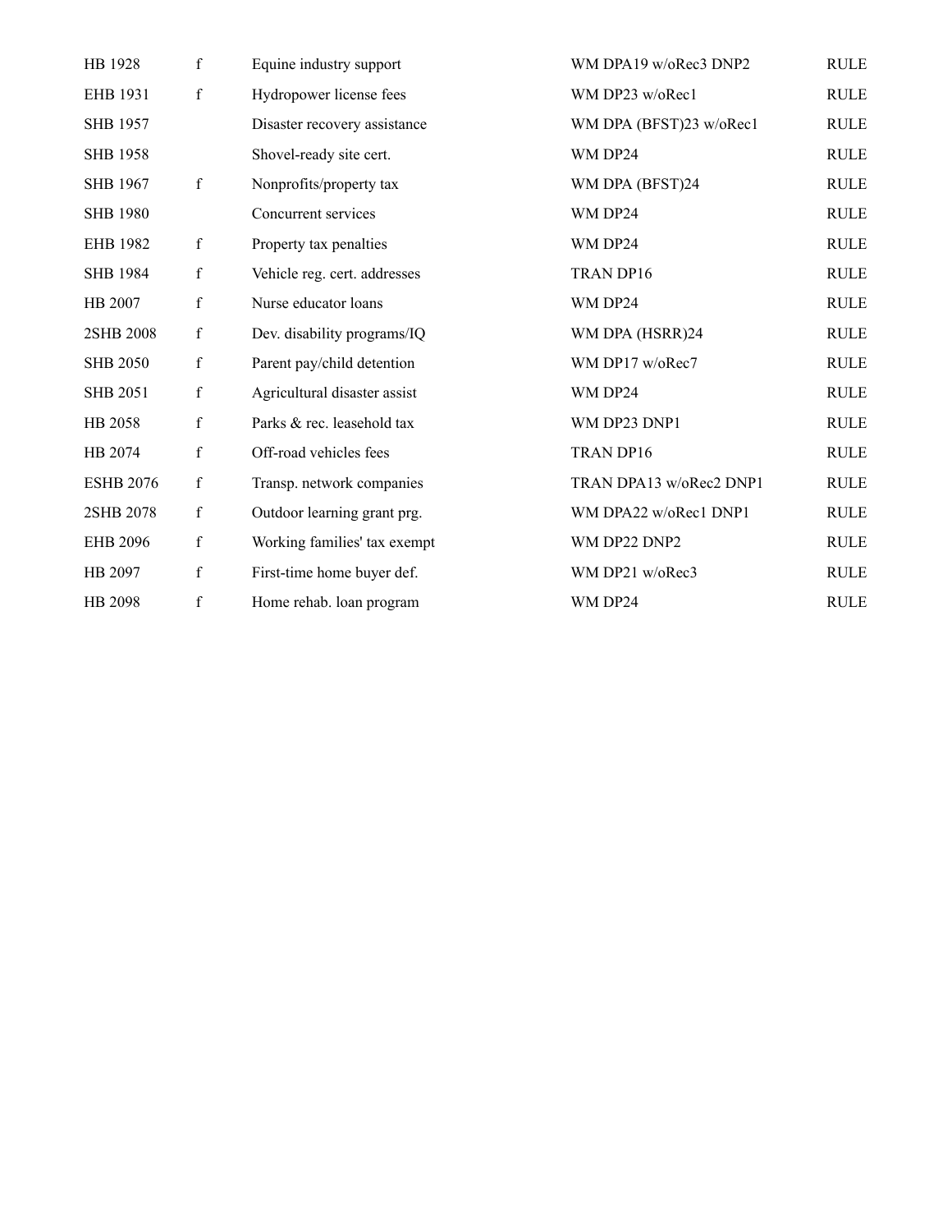| | | | | |
|---|---|---|---|---|
| HB 1928 | f | Equine industry support | WM DPA19 w/oRec3 DNP2 | RULE |
| EHB 1931 | f | Hydropower license fees | WM DP23 w/oRec1 | RULE |
| SHB 1957 | | Disaster recovery assistance | WM DPA (BFST)23 w/oRec1 | RULE |
| SHB 1958 | | Shovel-ready site cert. | WM DP24 | RULE |
| SHB 1967 | f | Nonprofits/property tax | WM DPA (BFST)24 | RULE |
| SHB 1980 | | Concurrent services | WM DP24 | RULE |
| EHB 1982 | f | Property tax penalties | WM DP24 | RULE |
| SHB 1984 | f | Vehicle reg. cert. addresses | TRAN DP16 | RULE |
| HB 2007 | f | Nurse educator loans | WM DP24 | RULE |
| 2SHB 2008 | f | Dev. disability programs/IQ | WM DPA (HSRR)24 | RULE |
| SHB 2050 | f | Parent pay/child detention | WM DP17 w/oRec7 | RULE |
| SHB 2051 | f | Agricultural disaster assist | WM DP24 | RULE |
| HB 2058 | f | Parks & rec. leasehold tax | WM DP23 DNP1 | RULE |
| HB 2074 | f | Off-road vehicles fees | TRAN DP16 | RULE |
| ESHB 2076 | f | Transp. network companies | TRAN DPA13 w/oRec2 DNP1 | RULE |
| 2SHB 2078 | f | Outdoor learning grant prg. | WM DPA22 w/oRec1 DNP1 | RULE |
| EHB 2096 | f | Working families' tax exempt | WM DP22 DNP2 | RULE |
| HB 2097 | f | First-time home buyer def. | WM DP21 w/oRec3 | RULE |
| HB 2098 | f | Home rehab. loan program | WM DP24 | RULE |